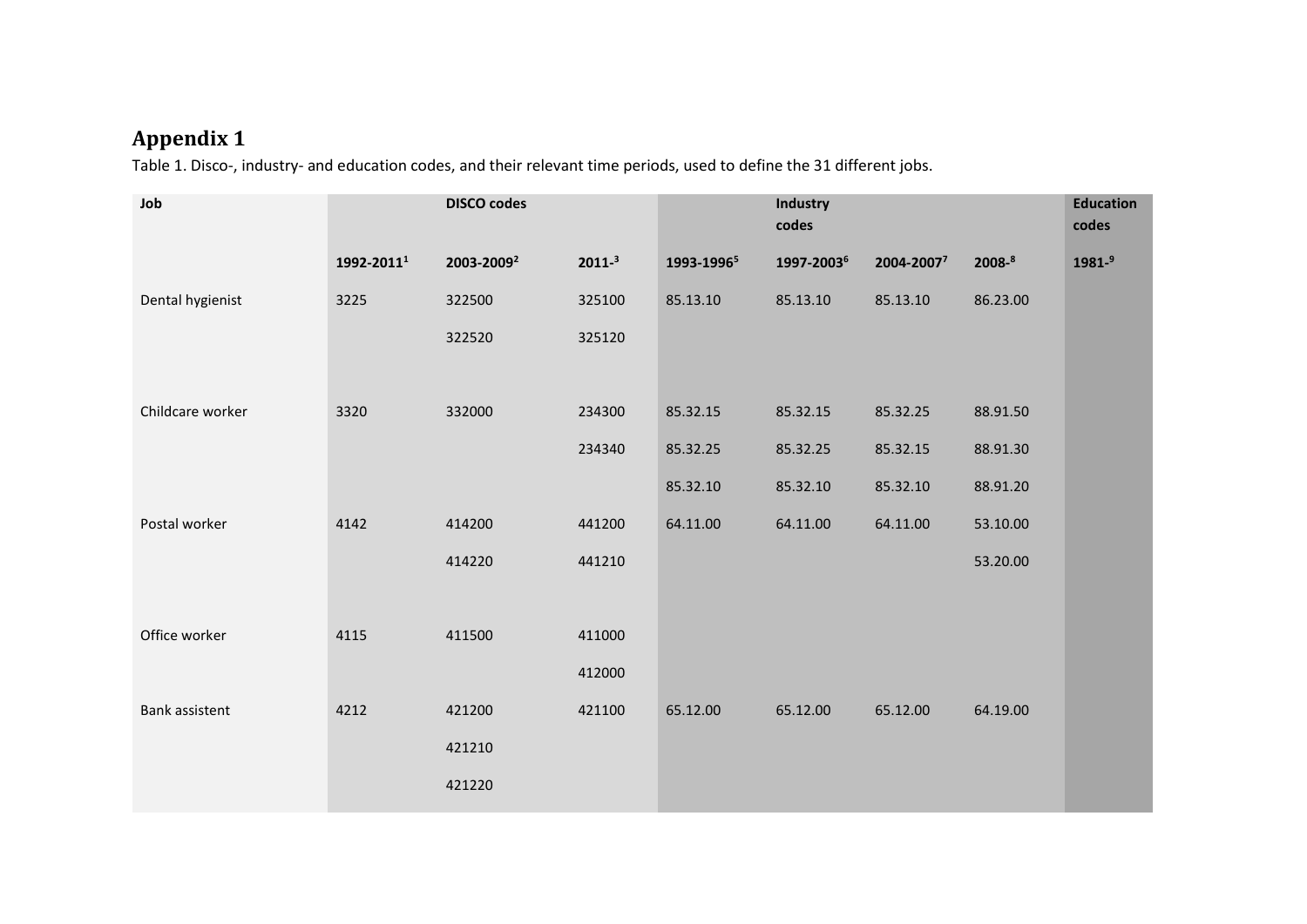## Appendix 1

Table 1. Disco-, industry- and education codes, and their relevant time periods, used to define the 31 different jobs.

| Job | DISCO codes | | | Industry codes | | | | Education codes |
|---|---|---|---|---|---|---|---|---|
| | 1992-2011[1] | 2003-2009[2] | 2011-[3] | 1993-1996[5] | 1997-2003[6] | 2004-2007[7] | 2008-[8] | 1981-[9] |
| Dental hygienist | 3225 | 322500 | 325100 | 85.13.10 | 85.13.10 | 85.13.10 | 86.23.00 | |
| | | 322520 | 325120 | | | | | |
| Childcare worker | 3320 | 332000 | 234300 | 85.32.15 | 85.32.15 | 85.32.25 | 88.91.50 | |
| | | | 234340 | 85.32.25 | 85.32.25 | 85.32.15 | 88.91.30 | |
| | | | | 85.32.10 | 85.32.10 | 85.32.10 | 88.91.20 | |
| Postal worker | 4142 | 414200 | 441200 | 64.11.00 | 64.11.00 | 64.11.00 | 53.10.00 | |
| | | 414220 | 441210 | | | | 53.20.00 | |
| Office worker | 4115 | 411500 | 411000 | | | | | |
| | | | 412000 | | | | | |
| Bank assistent | 4212 | 421200 | 421100 | 65.12.00 | 65.12.00 | 65.12.00 | 64.19.00 | |
| | | 421210 | | | | | | |
| | | 421220 | | | | | | |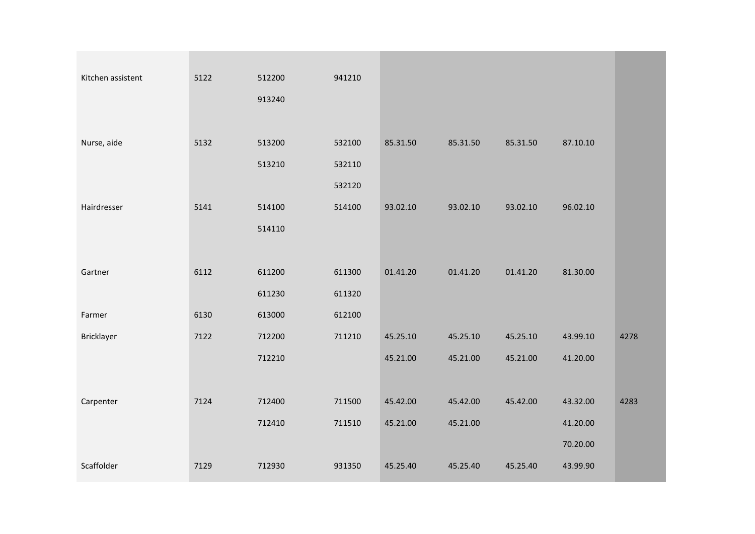| | | | | | | | | |
|---|---|---|---|---|---|---|---|---|
| Kitchen assistent | 5122 | 512200 | 941210 | | | | | |
| | | 913240 | | | | | | |
| Nurse, aide | 5132 | 513200 | 532100 | 85.31.50 | 85.31.50 | 85.31.50 | 87.10.10 | |
| | | 513210 | 532110 | | | | | |
| | | | 532120 | | | | | |
| Hairdresser | 5141 | 514100 | 514100 | 93.02.10 | 93.02.10 | 93.02.10 | 96.02.10 | |
| | | 514110 | | | | | | |
| Gartner | 6112 | 611200 | 611300 | 01.41.20 | 01.41.20 | 01.41.20 | 81.30.00 | |
| | | 611230 | 611320 | | | | | |
| Farmer | 6130 | 613000 | 612100 | | | | | |
| Bricklayer | 7122 | 712200 | 711210 | 45.25.10 | 45.25.10 | 45.25.10 | 43.99.10 | 4278 |
| | | 712210 | | 45.21.00 | 45.21.00 | 45.21.00 | 41.20.00 | |
| Carpenter | 7124 | 712400 | 711500 | 45.42.00 | 45.42.00 | 45.42.00 | 43.32.00 | 4283 |
| | | 712410 | 711510 | 45.21.00 | 45.21.00 | | 41.20.00 | |
| | | | | | | | 70.20.00 | |
| Scaffolder | 7129 | 712930 | 931350 | 45.25.40 | 45.25.40 | 45.25.40 | 43.99.90 | |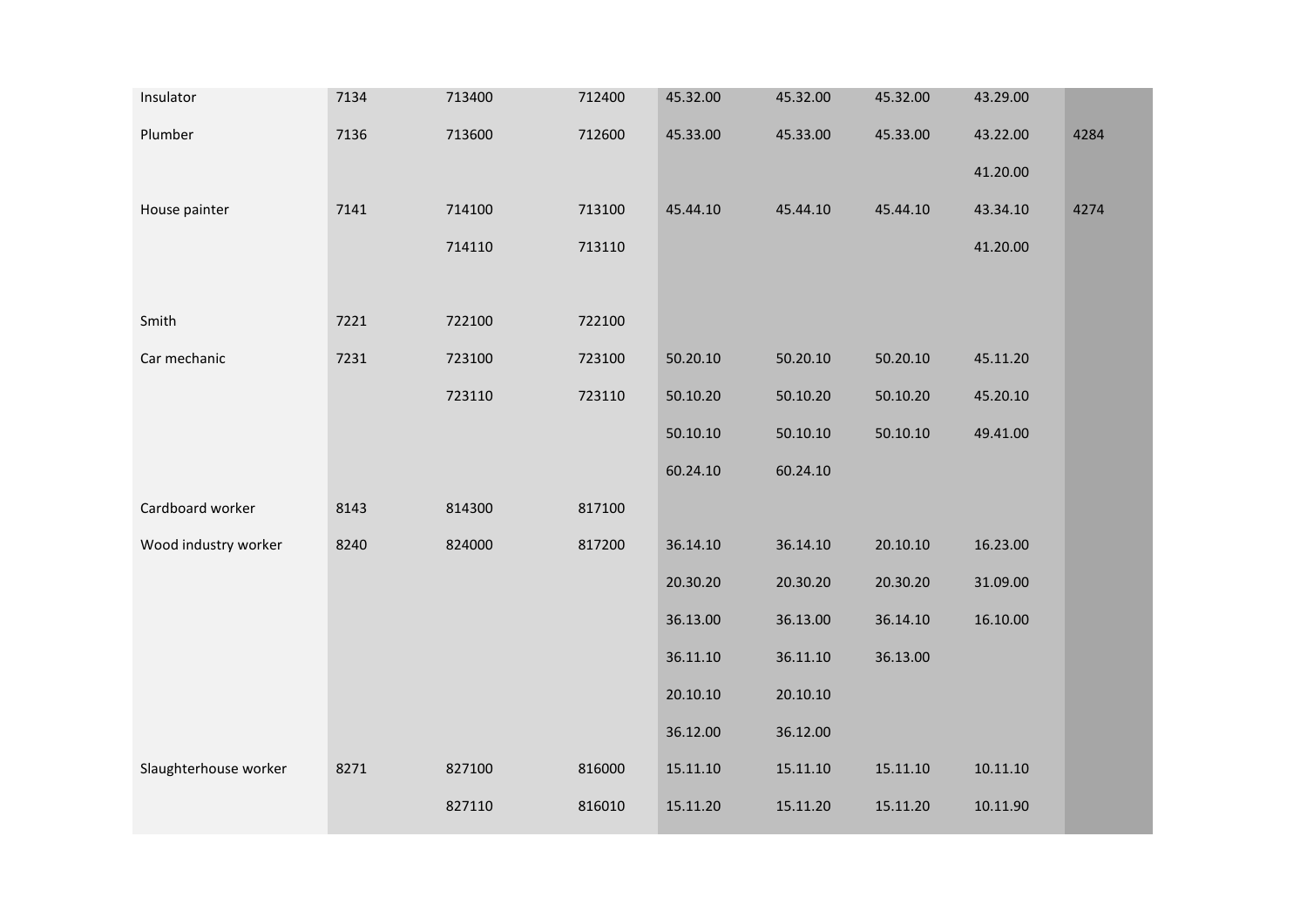| | | | | | | | | |
|---|---|---|---|---|---|---|---|---|
| Insulator | 7134 | 713400 | 712400 | 45.32.00 | 45.32.00 | 45.32.00 | 43.29.00 | |
| Plumber | 7136 | 713600 | 712600 | 45.33.00 | 45.33.00 | 45.33.00 | 43.22.00 | 4284 |
| | | | | | | | 41.20.00 | |
| House painter | 7141 | 714100 | 713100 | 45.44.10 | 45.44.10 | 45.44.10 | 43.34.10 | 4274 |
| | | 714110 | 713110 | | | | 41.20.00 | |
| | | | | | | | | |
| Smith | 7221 | 722100 | 722100 | | | | | |
| Car mechanic | 7231 | 723100 | 723100 | 50.20.10 | 50.20.10 | 50.20.10 | 45.11.20 | |
| | | 723110 | 723110 | 50.10.20 | 50.10.20 | 50.10.20 | 45.20.10 | |
| | | | | 50.10.10 | 50.10.10 | 50.10.10 | 49.41.00 | |
| | | | | 60.24.10 | 60.24.10 | | | |
| Cardboard worker | 8143 | 814300 | 817100 | | | | | |
| Wood industry worker | 8240 | 824000 | 817200 | 36.14.10 | 36.14.10 | 20.10.10 | 16.23.00 | |
| | | | | 20.30.20 | 20.30.20 | 20.30.20 | 31.09.00 | |
| | | | | 36.13.00 | 36.13.00 | 36.14.10 | 16.10.00 | |
| | | | | 36.11.10 | 36.11.10 | 36.13.00 | | |
| | | | | 20.10.10 | 20.10.10 | | | |
| | | | | 36.12.00 | 36.12.00 | | | |
| Slaughterhouse worker | 8271 | 827100 | 816000 | 15.11.10 | 15.11.10 | 15.11.10 | 10.11.10 | |
| | | 827110 | 816010 | 15.11.20 | 15.11.20 | 15.11.20 | 10.11.90 | |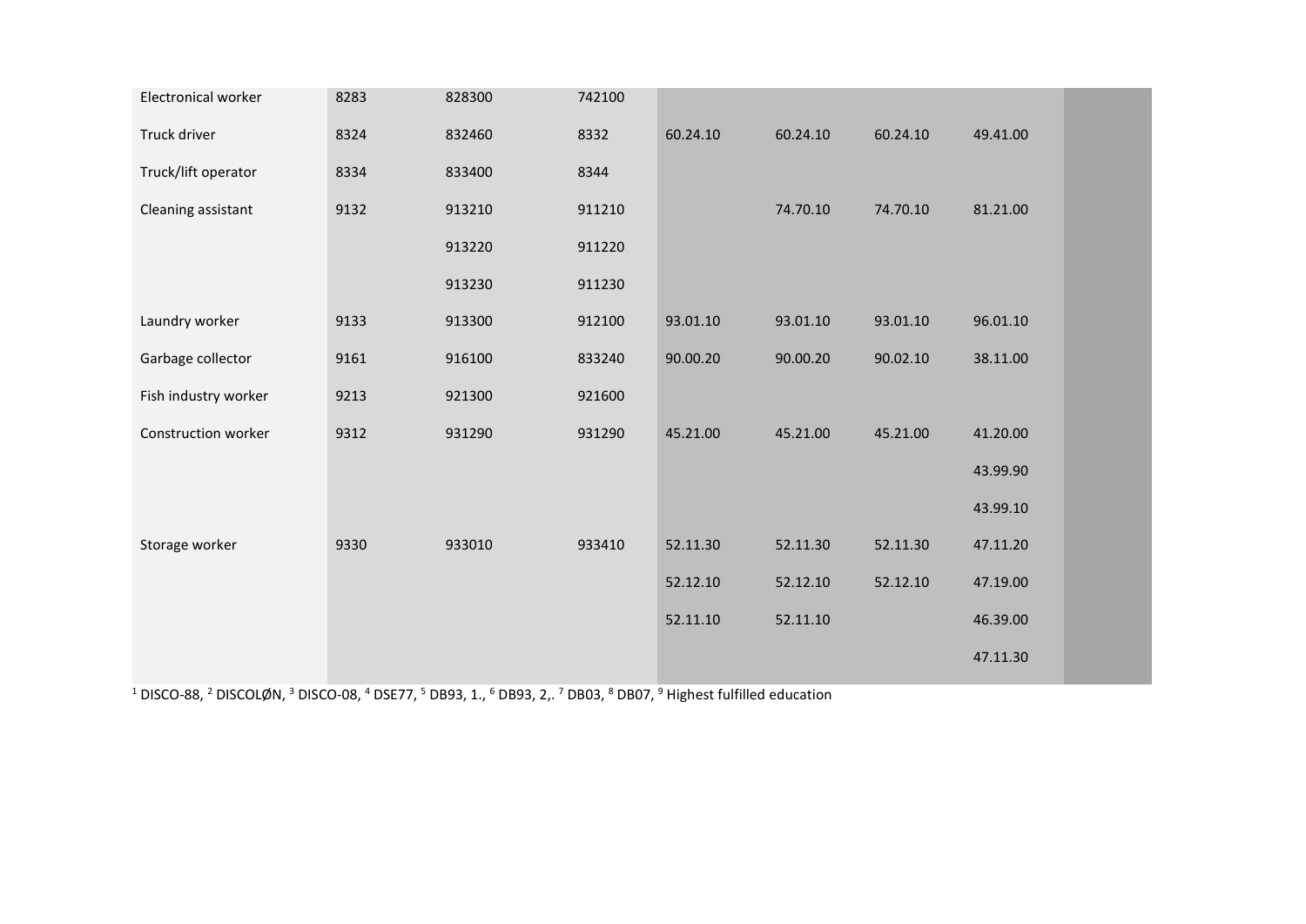| | | | | | | | | |
|---|---|---|---|---|---|---|---|---|
| Electronical worker | 8283 | 828300 | 742100 | | | | | |
| Truck driver | 8324 | 832460 | 8332 | 60.24.10 | 60.24.10 | 60.24.10 | 49.41.00 | |
| Truck/lift operator | 8334 | 833400 | 8344 | | | | | |
| Cleaning assistant | 9132 | 913210 | 911210 | | 74.70.10 | 74.70.10 | 81.21.00 | |
| | | 913220 | 911220 | | | | | |
| | | 913230 | 911230 | | | | | |
| Laundry worker | 9133 | 913300 | 912100 | 93.01.10 | 93.01.10 | 93.01.10 | 96.01.10 | |
| Garbage collector | 9161 | 916100 | 833240 | 90.00.20 | 90.00.20 | 90.02.10 | 38.11.00 | |
| Fish industry worker | 9213 | 921300 | 921600 | | | | | |
| Construction worker | 9312 | 931290 | 931290 | 45.21.00 | 45.21.00 | 45.21.00 | 41.20.00 | |
| | | | | | | | 43.99.90 | |
| | | | | | | | 43.99.10 | |
| Storage worker | 9330 | 933010 | 933410 | 52.11.30 | 52.11.30 | 52.11.30 | 47.11.20 | |
| | | | | 52.12.10 | 52.12.10 | 52.12.10 | 47.19.00 | |
| | | | | 52.11.10 | 52.11.10 | | 46.39.00 | |
| | | | | | | | 47.11.30 | |

[1] DISCO-88, [2] DISCOLØN, [3] DISCO-08, [4] DSE77, [5] DB93, 1., [6] DB93, 2,. [7] DB03, [8] DB07, [9] Highest fulfilled education